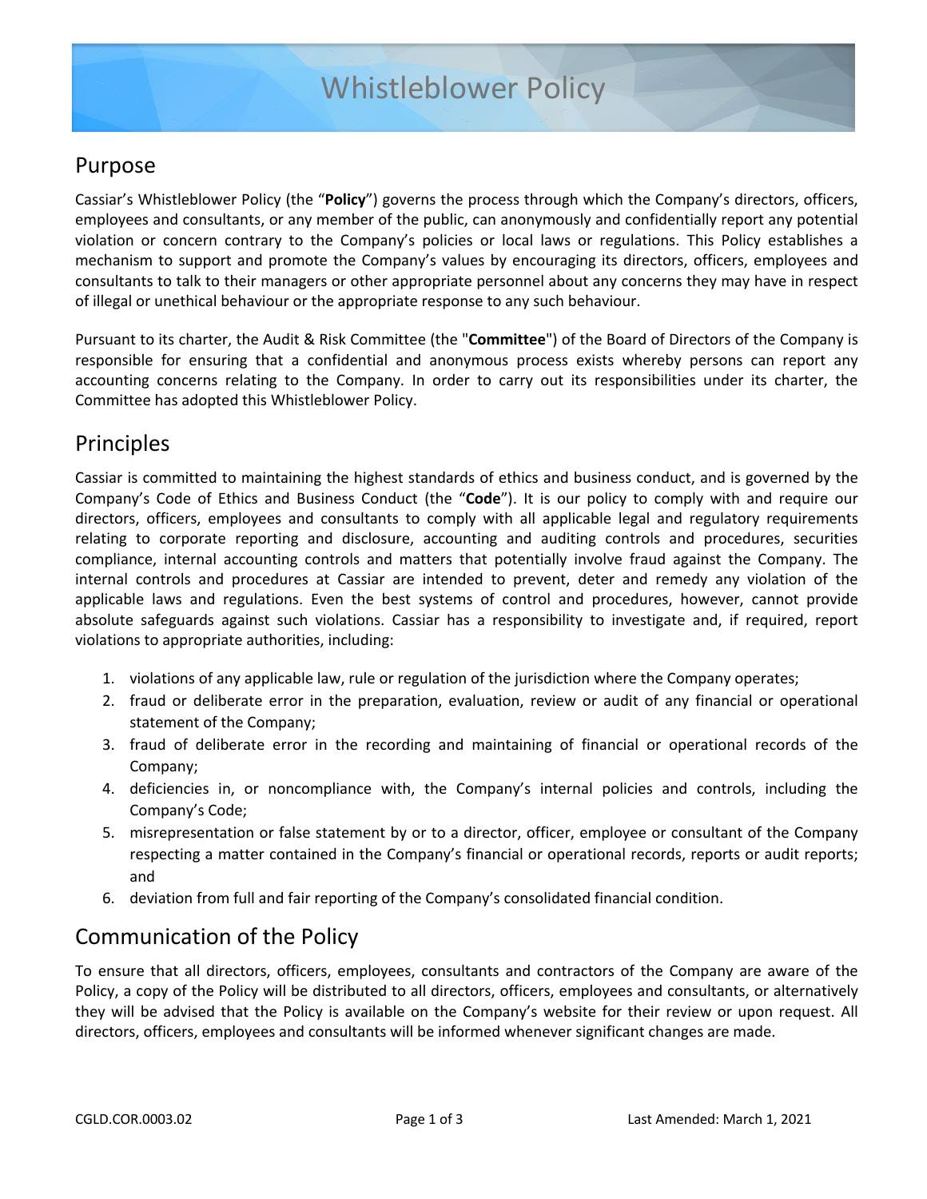# Whistleblower Policy

## Purpose

Cassiar's Whistleblower Policy (the "**Policy**") governs the process through which the Company's directors, officers, employees and consultants, or any member of the public, can anonymously and confidentially report any potential violation or concern contrary to the Company's policies or local laws or regulations. This Policy establishes a mechanism to support and promote the Company's values by encouraging its directors, officers, employees and consultants to talk to their managers or other appropriate personnel about any concerns they may have in respect of illegal or unethical behaviour or the appropriate response to any such behaviour.

Pursuant to its charter, the Audit & Risk Committee (the "**Committee**") of the Board of Directors of the Company is responsible for ensuring that a confidential and anonymous process exists whereby persons can report any accounting concerns relating to the Company. In order to carry out its responsibilities under its charter, the Committee has adopted this Whistleblower Policy.

## Principles

Cassiar is committed to maintaining the highest standards of ethics and business conduct, and is governed by the Company's Code of Ethics and Business Conduct (the "**Code**"). It is our policy to comply with and require our directors, officers, employees and consultants to comply with all applicable legal and regulatory requirements relating to corporate reporting and disclosure, accounting and auditing controls and procedures, securities compliance, internal accounting controls and matters that potentially involve fraud against the Company. The internal controls and procedures at Cassiar are intended to prevent, deter and remedy any violation of the applicable laws and regulations. Even the best systems of control and procedures, however, cannot provide absolute safeguards against such violations. Cassiar has a responsibility to investigate and, if required, report violations to appropriate authorities, including:

1. violations of any applicable law, rule or regulation of the jurisdiction where the Company operates;
2. fraud or deliberate error in the preparation, evaluation, review or audit of any financial or operational statement of the Company;
3. fraud of deliberate error in the recording and maintaining of financial or operational records of the Company;
4. deficiencies in, or noncompliance with, the Company's internal policies and controls, including the Company's Code;
5. misrepresentation or false statement by or to a director, officer, employee or consultant of the Company respecting a matter contained in the Company's financial or operational records, reports or audit reports; and
6. deviation from full and fair reporting of the Company's consolidated financial condition.

## Communication of the Policy

To ensure that all directors, officers, employees, consultants and contractors of the Company are aware of the Policy, a copy of the Policy will be distributed to all directors, officers, employees and consultants, or alternatively they will be advised that the Policy is available on the Company's website for their review or upon request. All directors, officers, employees and consultants will be informed whenever significant changes are made.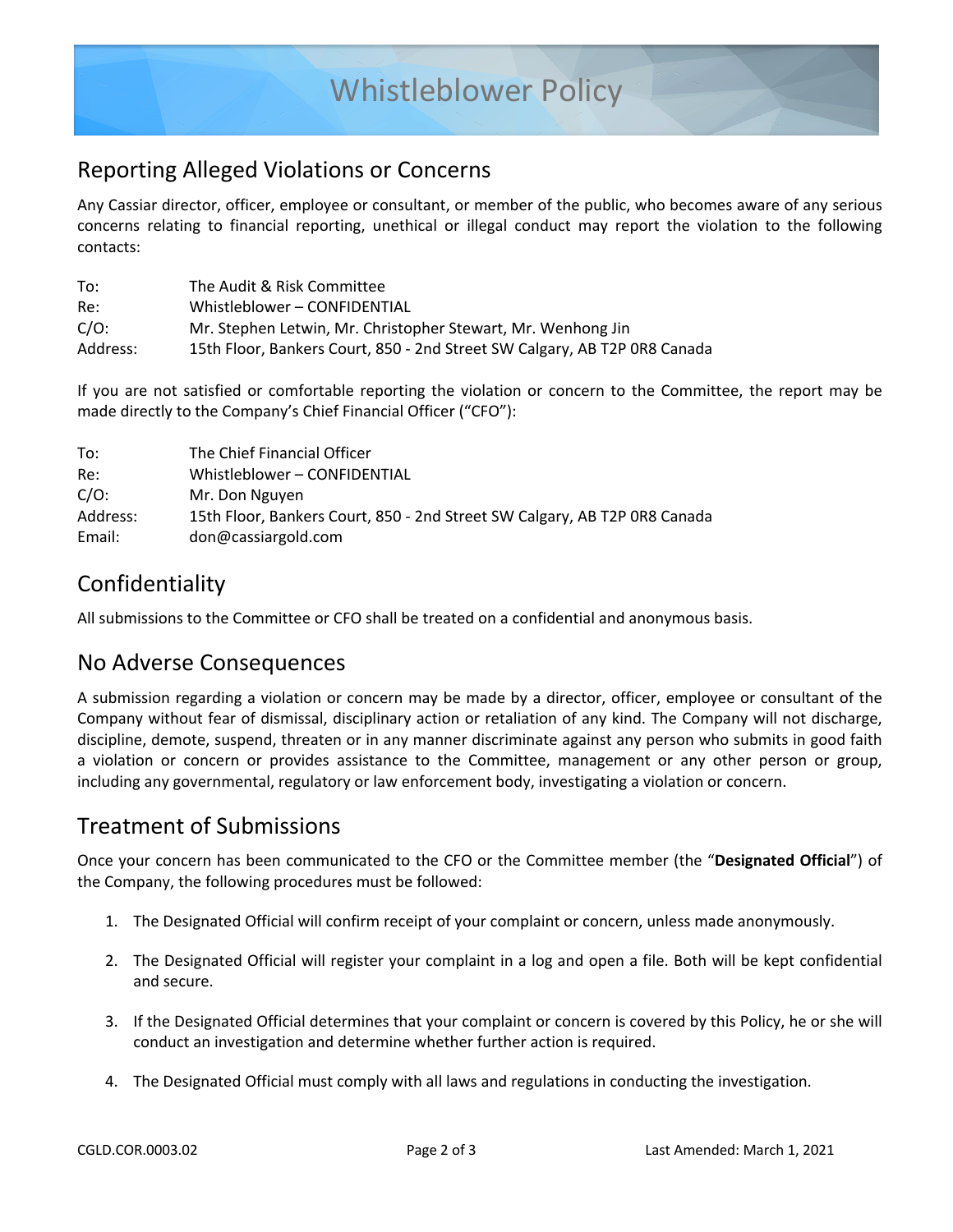# Whistleblower Policy

## Reporting Alleged Violations or Concerns

Any Cassiar director, officer, employee or consultant, or member of the public, who becomes aware of any serious concerns relating to financial reporting, unethical or illegal conduct may report the violation to the following contacts:

| | |
|---|---|
| To: | The Audit & Risk Committee |
| Re: | Whistleblower – CONFIDENTIAL |
| C/O: | Mr. Stephen Letwin, Mr. Christopher Stewart, Mr. Wenhong Jin |
| Address: | 15th Floor, Bankers Court, 850 - 2nd Street SW Calgary, AB T2P 0R8 Canada |

If you are not satisfied or comfortable reporting the violation or concern to the Committee, the report may be made directly to the Company's Chief Financial Officer ("CFO"):

| | |
|---|---|
| To: | The Chief Financial Officer |
| Re: | Whistleblower – CONFIDENTIAL |
| C/O: | Mr. Don Nguyen |
| Address: | 15th Floor, Bankers Court, 850 - 2nd Street SW Calgary, AB T2P 0R8 Canada |
| Email: | don@cassiargold.com |

## Confidentiality

All submissions to the Committee or CFO shall be treated on a confidential and anonymous basis.

## No Adverse Consequences

A submission regarding a violation or concern may be made by a director, officer, employee or consultant of the Company without fear of dismissal, disciplinary action or retaliation of any kind. The Company will not discharge, discipline, demote, suspend, threaten or in any manner discriminate against any person who submits in good faith a violation or concern or provides assistance to the Committee, management or any other person or group, including any governmental, regulatory or law enforcement body, investigating a violation or concern.

## Treatment of Submissions

Once your concern has been communicated to the CFO or the Committee member (the "**Designated Official**") of the Company, the following procedures must be followed:

1. The Designated Official will confirm receipt of your complaint or concern, unless made anonymously.
2. The Designated Official will register your complaint in a log and open a file. Both will be kept confidential and secure.
3. If the Designated Official determines that your complaint or concern is covered by this Policy, he or she will conduct an investigation and determine whether further action is required.
4. The Designated Official must comply with all laws and regulations in conducting the investigation.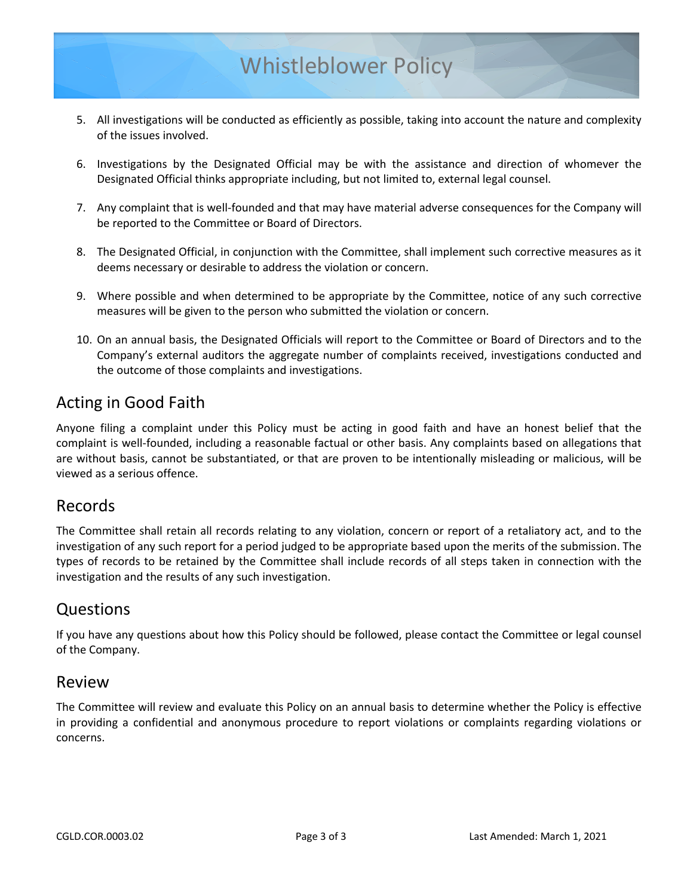5. All investigations will be conducted as efficiently as possible, taking into account the nature and complexity of the issues involved.

6. Investigations by the Designated Official may be with the assistance and direction of whomever the Designated Official thinks appropriate including, but not limited to, external legal counsel.

7. Any complaint that is well-founded and that may have material adverse consequences for the Company will be reported to the Committee or Board of Directors.

8. The Designated Official, in conjunction with the Committee, shall implement such corrective measures as it deems necessary or desirable to address the violation or concern.

9. Where possible and when determined to be appropriate by the Committee, notice of any such corrective measures will be given to the person who submitted the violation or concern.

10. On an annual basis, the Designated Officials will report to the Committee or Board of Directors and to the Company's external auditors the aggregate number of complaints received, investigations conducted and the outcome of those complaints and investigations.

## Acting in Good Faith

Anyone filing a complaint under this Policy must be acting in good faith and have an honest belief that the complaint is well-founded, including a reasonable factual or other basis. Any complaints based on allegations that are without basis, cannot be substantiated, or that are proven to be intentionally misleading or malicious, will be viewed as a serious offence.

## Records

The Committee shall retain all records relating to any violation, concern or report of a retaliatory act, and to the investigation of any such report for a period judged to be appropriate based upon the merits of the submission. The types of records to be retained by the Committee shall include records of all steps taken in connection with the investigation and the results of any such investigation.

## Questions

If you have any questions about how this Policy should be followed, please contact the Committee or legal counsel of the Company.

## Review

The Committee will review and evaluate this Policy on an annual basis to determine whether the Policy is effective in providing a confidential and anonymous procedure to report violations or complaints regarding violations or concerns.